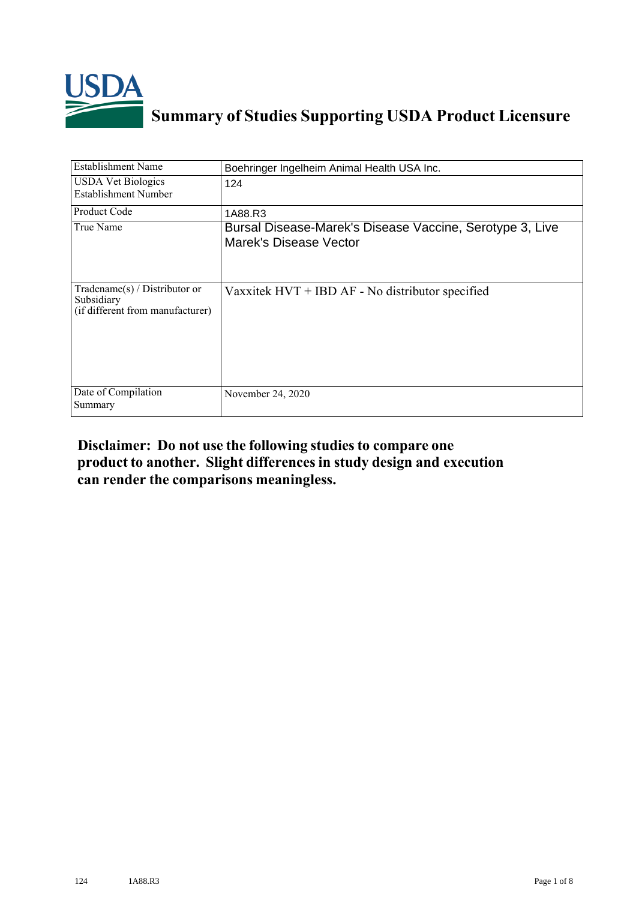# Summary of Studies Supporting USDA Product Licensure

| Establishment Name | Boehringer Ingelheim Animal Health USA Inc. |
|---|---|
| USDA Vet Biologics Establishment Number | 124 |
| Product Code | 1A88.R3 |
| True Name | Bursal Disease-Marek's Disease Vaccine, Serotype 3, Live Marek's Disease Vector |
| Tradename(s) / Distributor or Subsidiary (if different from manufacturer) | Vaxxitek HVT + IBD AF - No distributor specified |
| Date of Compilation Summary | November 24, 2020 |

**Disclaimer: Do not use the following studies to compare one product to another. Slight differences in study design and execution can render the comparisons meaningless.**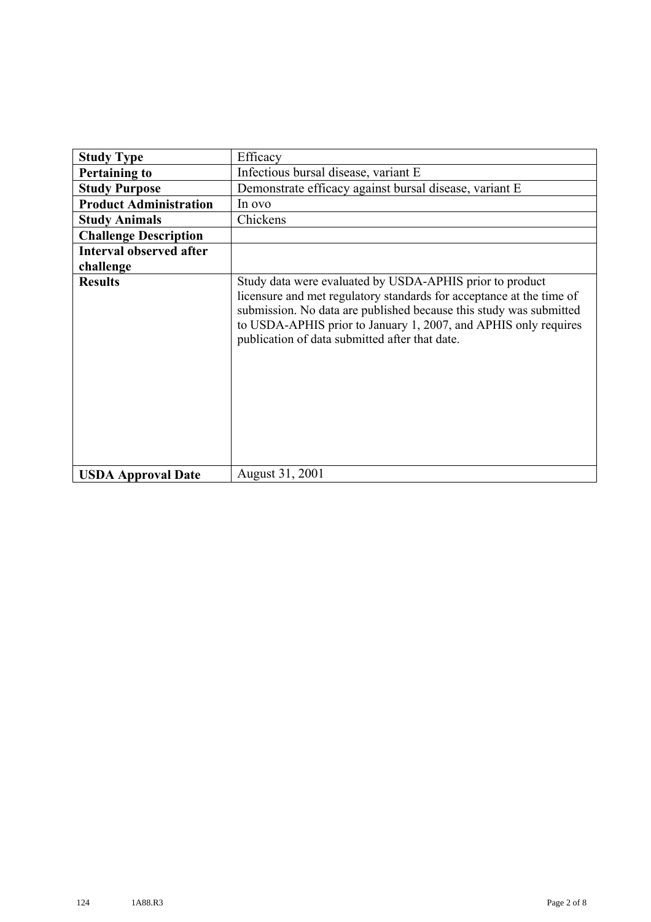| Study Type | Efficacy |
| --- | --- |
| **Pertaining to** | Infectious bursal disease, variant E |
| **Study Purpose** | Demonstrate efficacy against bursal disease, variant E |
| **Product Administration** | In ovo |
| **Study Animals** | Chickens |
| **Challenge Description** | |
| **Interval observed after challenge** | |
| **Results** | Study data were evaluated by USDA-APHIS prior to product licensure and met regulatory standards for acceptance at the time of submission. No data are published because this study was submitted to USDA-APHIS prior to January 1, 2007, and APHIS only requires publication of data submitted after that date. |
| **USDA Approval Date** | August 31, 2001 |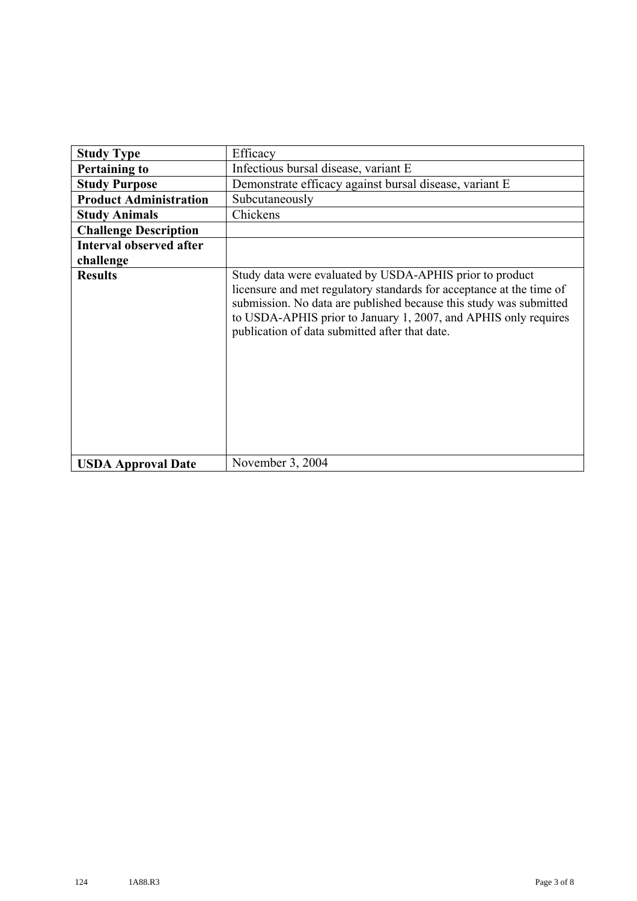| **Study Type** | Efficacy |
|---|---|
| **Pertaining to** | Infectious bursal disease, variant E |
| **Study Purpose** | Demonstrate efficacy against bursal disease, variant E |
| **Product Administration** | Subcutaneously |
| **Study Animals** | Chickens |
| **Challenge Description** | |
| **Interval observed after challenge** | |
| **Results** | Study data were evaluated by USDA-APHIS prior to product licensure and met regulatory standards for acceptance at the time of submission. No data are published because this study was submitted to USDA-APHIS prior to January 1, 2007, and APHIS only requires publication of data submitted after that date. |
| **USDA Approval Date** | November 3, 2004 |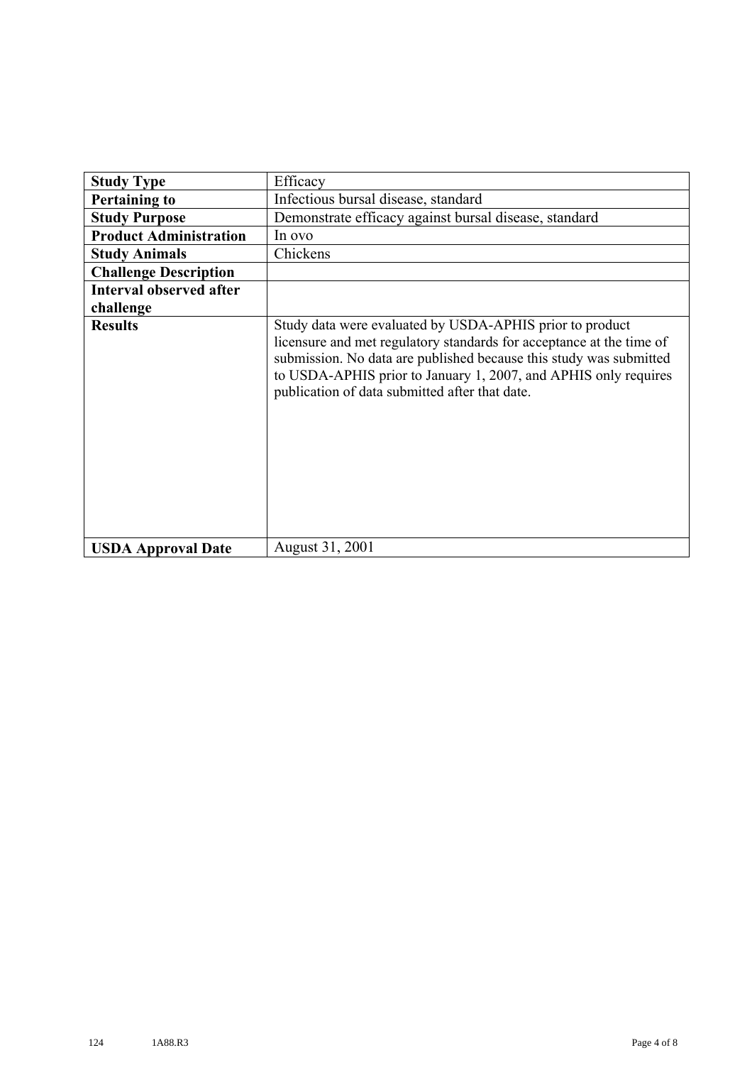| Study Type | Efficacy |
|---|---|
| **Pertaining to** | Infectious bursal disease, standard |
| **Study Purpose** | Demonstrate efficacy against bursal disease, standard |
| **Product Administration** | In ovo |
| **Study Animals** | Chickens |
| **Challenge Description** | |
| **Interval observed after challenge** | |
| **Results** | Study data were evaluated by USDA-APHIS prior to product licensure and met regulatory standards for acceptance at the time of submission. No data are published because this study was submitted to USDA-APHIS prior to January 1, 2007, and APHIS only requires publication of data submitted after that date. |
| **USDA Approval Date** | August 31, 2001 |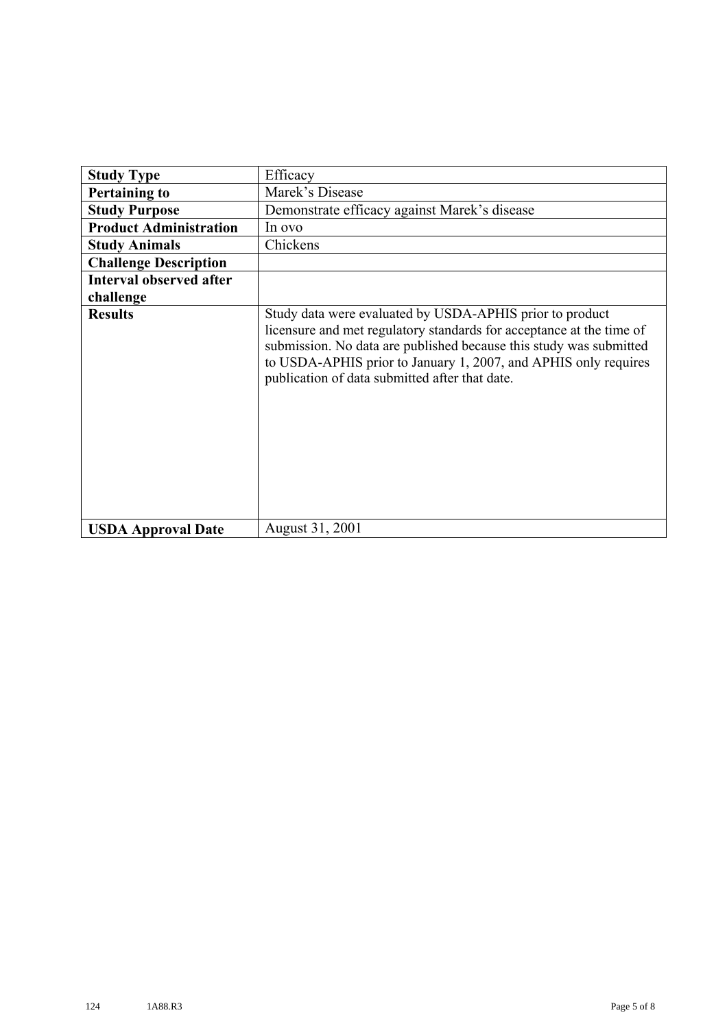| Study Type | Efficacy |
|---|---|
| **Pertaining to** | Marek's Disease |
| **Study Purpose** | Demonstrate efficacy against Marek's disease |
| **Product Administration** | In ovo |
| **Study Animals** | Chickens |
| **Challenge Description** | |
| **Interval observed after challenge** | |
| **Results** | Study data were evaluated by USDA-APHIS prior to product licensure and met regulatory standards for acceptance at the time of submission. No data are published because this study was submitted to USDA-APHIS prior to January 1, 2007, and APHIS only requires publication of data submitted after that date. |
| **USDA Approval Date** | August 31, 2001 |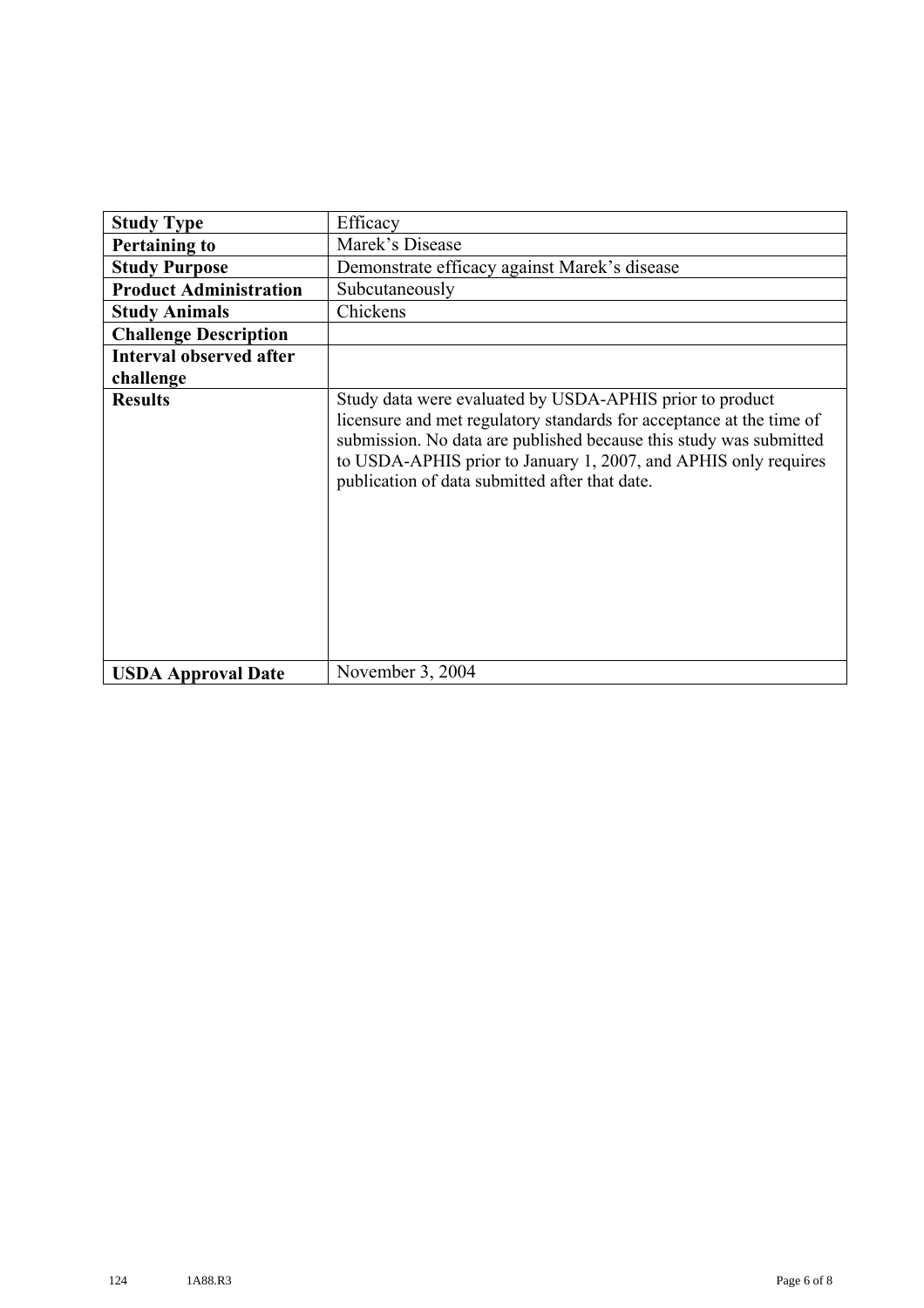| **Study Type** | Efficacy |
|---|---|
| **Pertaining to** | Marek's Disease |
| **Study Purpose** | Demonstrate efficacy against Marek's disease |
| **Product Administration** | Subcutaneously |
| **Study Animals** | Chickens |
| **Challenge Description** | |
| **Interval observed after challenge** | |
| **Results** | Study data were evaluated by USDA-APHIS prior to product licensure and met regulatory standards for acceptance at the time of submission. No data are published because this study was submitted to USDA-APHIS prior to January 1, 2007, and APHIS only requires publication of data submitted after that date. |
| **USDA Approval Date** | November 3, 2004 |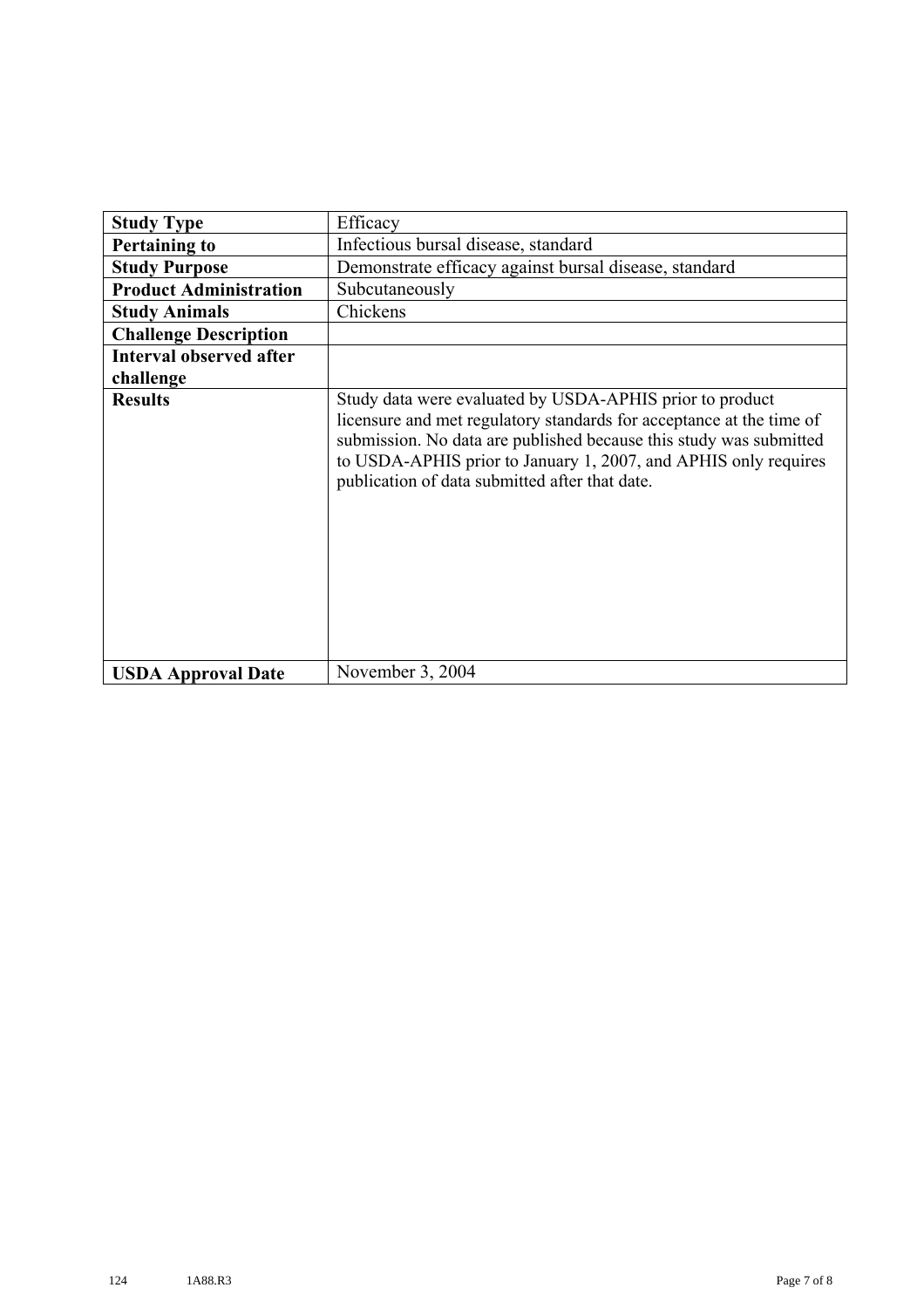| **Study Type** | Efficacy |
|---|---|
| **Pertaining to** | Infectious bursal disease, standard |
| **Study Purpose** | Demonstrate efficacy against bursal disease, standard |
| **Product Administration** | Subcutaneously |
| **Study Animals** | Chickens |
| **Challenge Description** | |
| **Interval observed after challenge** | |
| **Results** | Study data were evaluated by USDA-APHIS prior to product licensure and met regulatory standards for acceptance at the time of submission. No data are published because this study was submitted to USDA-APHIS prior to January 1, 2007, and APHIS only requires publication of data submitted after that date. |
| **USDA Approval Date** | November 3, 2004 |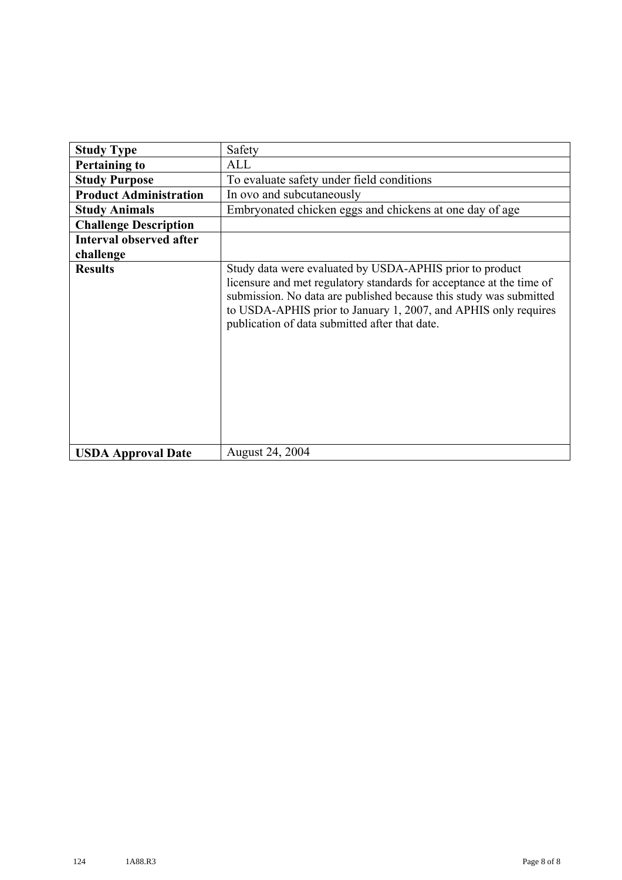| | |
|---|---|
| **Study Type** | Safety |
| **Pertaining to** | ALL |
| **Study Purpose** | To evaluate safety under field conditions |
| **Product Administration** | In ovo and subcutaneously |
| **Study Animals** | Embryonated chicken eggs and chickens at one day of age |
| **Challenge Description** | |
| **Interval observed after challenge** | |
| **Results** | Study data were evaluated by USDA-APHIS prior to product licensure and met regulatory standards for acceptance at the time of submission. No data are published because this study was submitted to USDA-APHIS prior to January 1, 2007, and APHIS only requires publication of data submitted after that date. |
| **USDA Approval Date** | August 24, 2004 |

124 1A88.R3